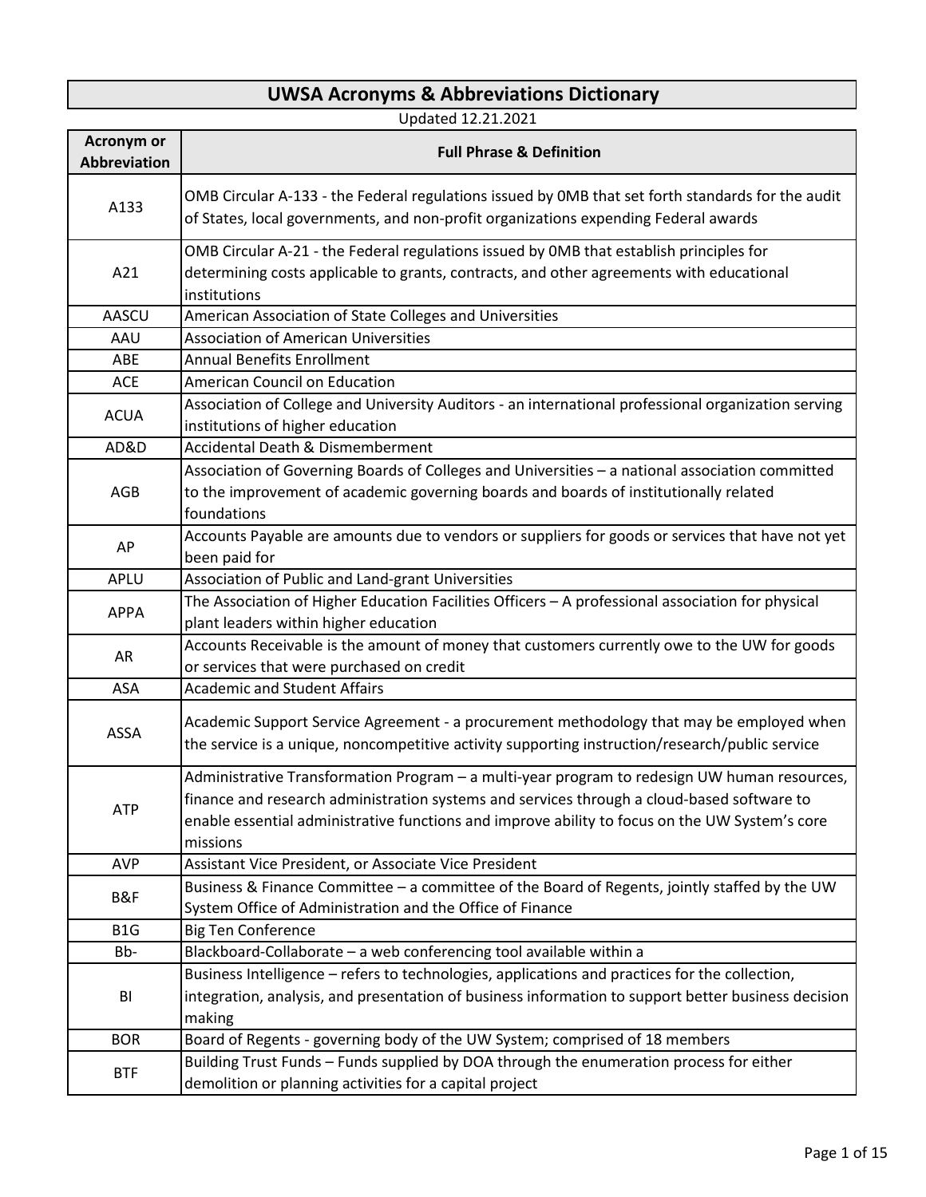# UWSA Acronyms & Abbreviations Dictionary

Updated 12.21.2021

| Acronym or Abbreviation | Full Phrase & Definition |
|---|---|
| A133 | OMB Circular A-133 - the Federal regulations issued by 0MB that set forth standards for the audit of States, local governments, and non-profit organizations expending Federal awards |
| A21 | OMB Circular A-21 - the Federal regulations issued by 0MB that establish principles for determining costs applicable to grants, contracts, and other agreements with educational institutions |
| AASCU | American Association of State Colleges and Universities |
| AAU | Association of American Universities |
| ABE | Annual Benefits Enrollment |
| ACE | American Council on Education |
| ACUA | Association of College and University Auditors - an international professional organization serving institutions of higher education |
| AD&D | Accidental Death & Dismemberment |
| AGB | Association of Governing Boards of Colleges and Universities – a national association committed to the improvement of academic governing boards and boards of institutionally related foundations |
| AP | Accounts Payable are amounts due to vendors or suppliers for goods or services that have not yet been paid for |
| APLU | Association of Public and Land-grant Universities |
| APPA | The Association of Higher Education Facilities Officers – A professional association for physical plant leaders within higher education |
| AR | Accounts Receivable is the amount of money that customers currently owe to the UW for goods or services that were purchased on credit |
| ASA | Academic and Student Affairs |
| ASSA | Academic Support Service Agreement - a procurement methodology that may be employed when the service is a unique, noncompetitive activity supporting instruction/research/public service |
| ATP | Administrative Transformation Program – a multi-year program to redesign UW human resources, finance and research administration systems and services through a cloud-based software to enable essential administrative functions and improve ability to focus on the UW System's core missions |
| AVP | Assistant Vice President, or Associate Vice President |
| B&F | Business & Finance Committee – a committee of the Board of Regents, jointly staffed by the UW System Office of Administration and the Office of Finance |
| B1G | Big Ten Conference |
| Bb- | Blackboard-Collaborate – a web conferencing tool available within a |
| BI | Business Intelligence – refers to technologies, applications and practices for the collection, integration, analysis, and presentation of business information to support better business decision making |
| BOR | Board of Regents - governing body of the UW System; comprised of 18 members |
| BTF | Building Trust Funds – Funds supplied by DOA through the enumeration process for either demolition or planning activities for a capital project |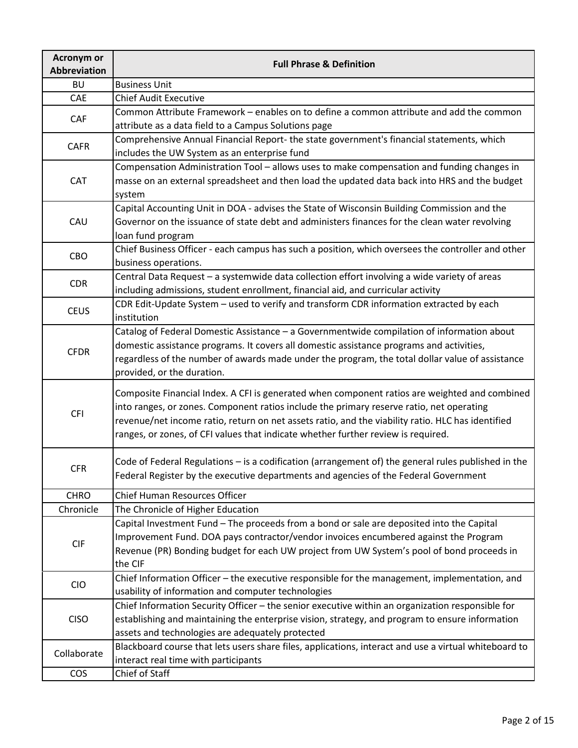| Acronym or Abbreviation | Full Phrase & Definition |
|---|---|
| BU | Business Unit |
| CAE | Chief Audit Executive |
| CAF | Common Attribute Framework – enables on to define a common attribute and add the common attribute as a data field to a Campus Solutions page |
| CAFR | Comprehensive Annual Financial Report- the state government's financial statements, which includes the UW System as an enterprise fund |
| CAT | Compensation Administration Tool – allows uses to make compensation and funding changes in masse on an external spreadsheet and then load the updated data back into HRS and the budget system |
| CAU | Capital Accounting Unit in DOA - advises the State of Wisconsin Building Commission and the Governor on the issuance of state debt and administers finances for the clean water revolving loan fund program |
| CBO | Chief Business Officer - each campus has such a position, which oversees the controller and other business operations. |
| CDR | Central Data Request – a systemwide data collection effort involving a wide variety of areas including admissions, student enrollment, financial aid, and curricular activity |
| CEUS | CDR Edit-Update System – used to verify and transform CDR information extracted by each institution |
| CFDR | Catalog of Federal Domestic Assistance – a Governmentwide compilation of information about domestic assistance programs. It covers all domestic assistance programs and activities, regardless of the number of awards made under the program, the total dollar value of assistance provided, or the duration. |
| CFI | Composite Financial Index. A CFI is generated when component ratios are weighted and combined into ranges, or zones. Component ratios include the primary reserve ratio, net operating revenue/net income ratio, return on net assets ratio, and the viability ratio. HLC has identified ranges, or zones, of CFI values that indicate whether further review is required. |
| CFR | Code of Federal Regulations – is a codification (arrangement of) the general rules published in the Federal Register by the executive departments and agencies of the Federal Government |
| CHRO | Chief Human Resources Officer |
| Chronicle | The Chronicle of Higher Education |
| CIF | Capital Investment Fund – The proceeds from a bond or sale are deposited into the Capital Improvement Fund. DOA pays contractor/vendor invoices encumbered against the Program Revenue (PR) Bonding budget for each UW project from UW System's pool of bond proceeds in the CIF |
| CIO | Chief Information Officer – the executive responsible for the management, implementation, and usability of information and computer technologies |
| CISO | Chief Information Security Officer – the senior executive within an organization responsible for establishing and maintaining the enterprise vision, strategy, and program to ensure information assets and technologies are adequately protected |
| Collaborate | Blackboard course that lets users share files, applications, interact and use a virtual whiteboard to interact real time with participants |
| COS | Chief of Staff |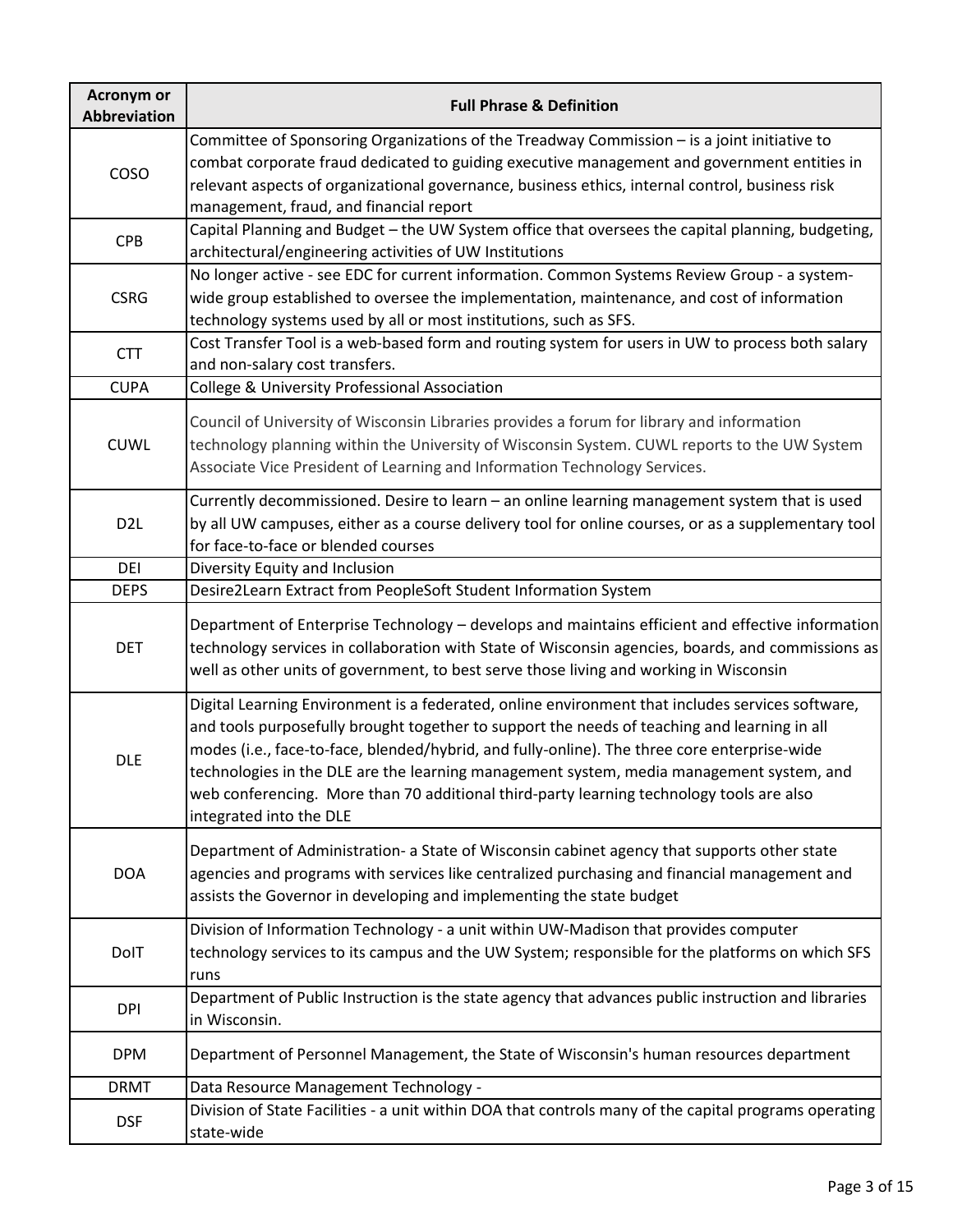| Acronym or Abbreviation | Full Phrase & Definition |
|---|---|
| COSO | Committee of Sponsoring Organizations of the Treadway Commission – is a joint initiative to combat corporate fraud dedicated to guiding executive management and government entities in relevant aspects of organizational governance, business ethics, internal control, business risk management, fraud, and financial report |
| CPB | Capital Planning and Budget – the UW System office that oversees the capital planning, budgeting, architectural/engineering activities of UW Institutions |
| CSRG | No longer active - see EDC for current information. Common Systems Review Group - a system-wide group established to oversee the implementation, maintenance, and cost of information technology systems used by all or most institutions, such as SFS. |
| CTT | Cost Transfer Tool is a web-based form and routing system for users in UW to process both salary and non-salary cost transfers. |
| CUPA | College & University Professional Association |
| CUWL | Council of University of Wisconsin Libraries provides a forum for library and information technology planning within the University of Wisconsin System. CUWL reports to the UW System Associate Vice President of Learning and Information Technology Services. |
| D2L | Currently decommissioned. Desire to learn – an online learning management system that is used by all UW campuses, either as a course delivery tool for online courses, or as a supplementary tool for face-to-face or blended courses |
| DEI | Diversity Equity and Inclusion |
| DEPS | Desire2Learn Extract from PeopleSoft Student Information System |
| DET | Department of Enterprise Technology – develops and maintains efficient and effective information technology services in collaboration with State of Wisconsin agencies, boards, and commissions as well as other units of government, to best serve those living and working in Wisconsin |
| DLE | Digital Learning Environment is a federated, online environment that includes services software, and tools purposefully brought together to support the needs of teaching and learning in all modes (i.e., face-to-face, blended/hybrid, and fully-online). The three core enterprise-wide technologies in the DLE are the learning management system, media management system, and web conferencing. More than 70 additional third-party learning technology tools are also integrated into the DLE |
| DOA | Department of Administration- a State of Wisconsin cabinet agency that supports other state agencies and programs with services like centralized purchasing and financial management and assists the Governor in developing and implementing the state budget |
| DoIT | Division of Information Technology - a unit within UW-Madison that provides computer technology services to its campus and the UW System; responsible for the platforms on which SFS runs |
| DPI | Department of Public Instruction is the state agency that advances public instruction and libraries in Wisconsin. |
| DPM | Department of Personnel Management, the State of Wisconsin's human resources department |
| DRMT | Data Resource Management Technology - |
| DSF | Division of State Facilities - a unit within DOA that controls many of the capital programs operating state-wide |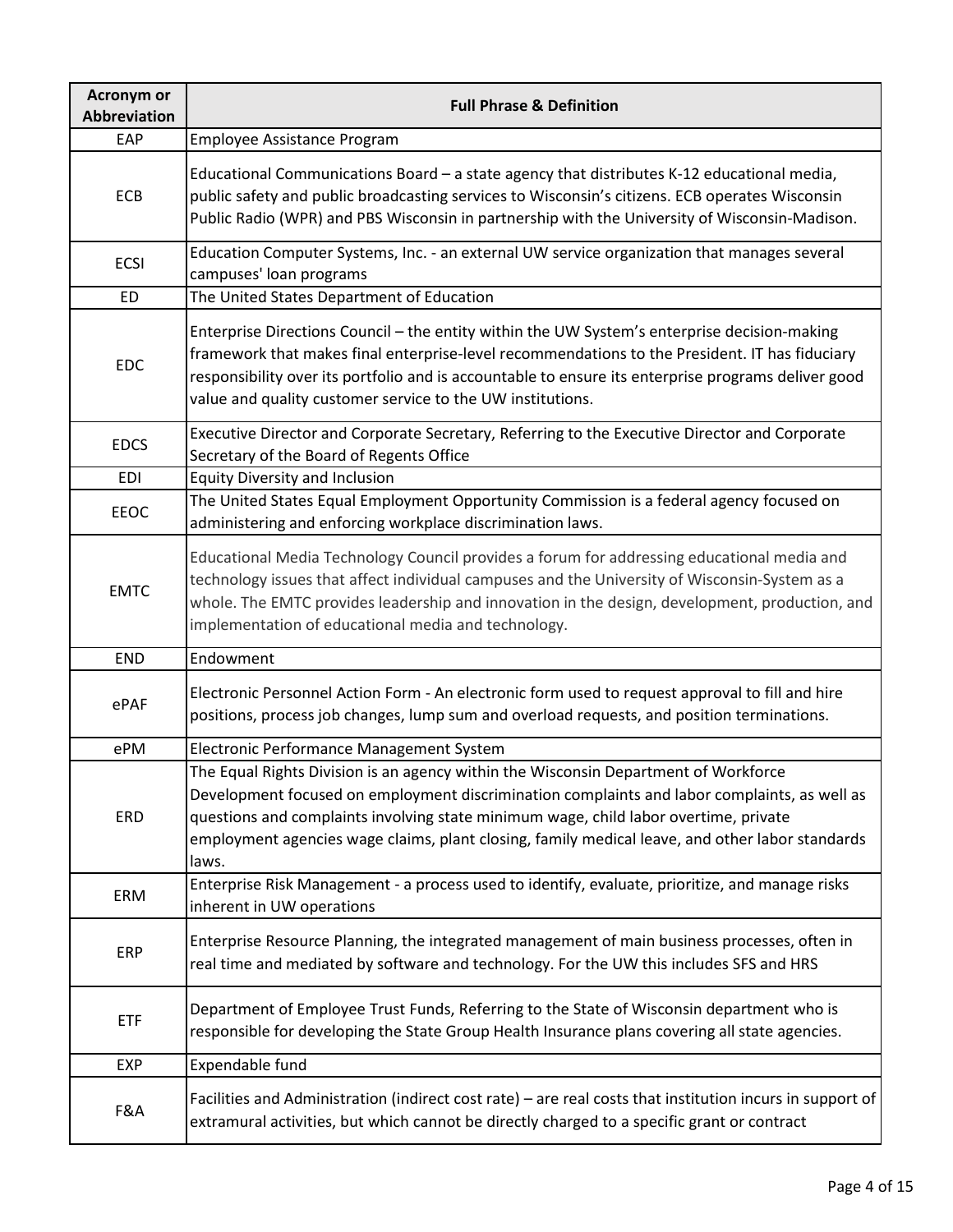| Acronym or Abbreviation | Full Phrase & Definition |
|---|---|
| EAP | Employee Assistance Program |
| ECB | Educational Communications Board – a state agency that distributes K-12 educational media, public safety and public broadcasting services to Wisconsin's citizens. ECB operates Wisconsin Public Radio (WPR) and PBS Wisconsin in partnership with the University of Wisconsin-Madison. |
| ECSI | Education Computer Systems, Inc. - an external UW service organization that manages several campuses' loan programs |
| ED | The United States Department of Education |
| EDC | Enterprise Directions Council – the entity within the UW System's enterprise decision-making framework that makes final enterprise-level recommendations to the President. IT has fiduciary responsibility over its portfolio and is accountable to ensure its enterprise programs deliver good value and quality customer service to the UW institutions. |
| EDCS | Executive Director and Corporate Secretary, Referring to the Executive Director and Corporate Secretary of the Board of Regents Office |
| EDI | Equity Diversity and Inclusion |
| EEOC | The United States Equal Employment Opportunity Commission is a federal agency focused on administering and enforcing workplace discrimination laws. |
| EMTC | Educational Media Technology Council provides a forum for addressing educational media and technology issues that affect individual campuses and the University of Wisconsin-System as a whole. The EMTC provides leadership and innovation in the design, development, production, and implementation of educational media and technology. |
| END | Endowment |
| ePAF | Electronic Personnel Action Form - An electronic form used to request approval to fill and hire positions, process job changes, lump sum and overload requests, and position terminations. |
| ePM | Electronic Performance Management System |
| ERD | The Equal Rights Division is an agency within the Wisconsin Department of Workforce Development focused on employment discrimination complaints and labor complaints, as well as questions and complaints involving state minimum wage, child labor overtime, private employment agencies wage claims, plant closing, family medical leave, and other labor standards laws. |
| ERM | Enterprise Risk Management - a process used to identify, evaluate, prioritize, and manage risks inherent in UW operations |
| ERP | Enterprise Resource Planning, the integrated management of main business processes, often in real time and mediated by software and technology. For the UW this includes SFS and HRS |
| ETF | Department of Employee Trust Funds, Referring to the State of Wisconsin department who is responsible for developing the State Group Health Insurance plans covering all state agencies. |
| EXP | Expendable fund |
| F&A | Facilities and Administration (indirect cost rate) – are real costs that institution incurs in support of extramural activities, but which cannot be directly charged to a specific grant or contract |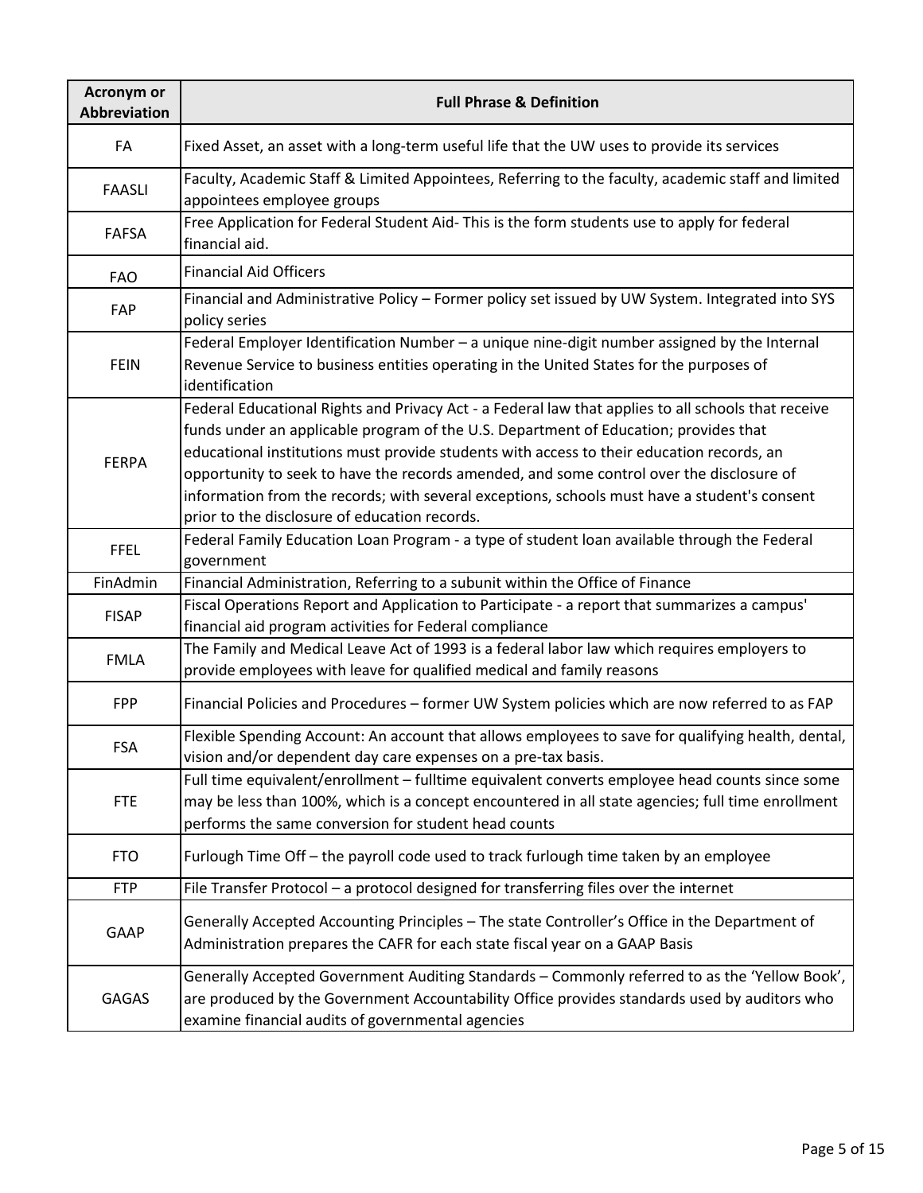| Acronym or Abbreviation | Full Phrase & Definition |
|---|---|
| FA | Fixed Asset, an asset with a long-term useful life that the UW uses to provide its services |
| FAASLI | Faculty, Academic Staff & Limited Appointees, Referring to the faculty, academic staff and limited appointees employee groups |
| FAFSA | Free Application for Federal Student Aid- This is the form students use to apply for federal financial aid. |
| FAO | Financial Aid Officers |
| FAP | Financial and Administrative Policy – Former policy set issued by UW System. Integrated into SYS policy series |
| FEIN | Federal Employer Identification Number – a unique nine-digit number assigned by the Internal Revenue Service to business entities operating in the United States for the purposes of identification |
| FERPA | Federal Educational Rights and Privacy Act - a Federal law that applies to all schools that receive funds under an applicable program of the U.S. Department of Education; provides that educational institutions must provide students with access to their education records, an opportunity to seek to have the records amended, and some control over the disclosure of information from the records; with several exceptions, schools must have a student's consent prior to the disclosure of education records. |
| FFEL | Federal Family Education Loan Program - a type of student loan available through the Federal government |
| FinAdmin | Financial Administration, Referring to a subunit within the Office of Finance |
| FISAP | Fiscal Operations Report and Application to Participate - a report that summarizes a campus' financial aid program activities for Federal compliance |
| FMLA | The Family and Medical Leave Act of 1993 is a federal labor law which requires employers to provide employees with leave for qualified medical and family reasons |
| FPP | Financial Policies and Procedures – former UW System policies which are now referred to as FAP |
| FSA | Flexible Spending Account: An account that allows employees to save for qualifying health, dental, vision and/or dependent day care expenses on a pre-tax basis. |
| FTE | Full time equivalent/enrollment – fulltime equivalent converts employee head counts since some may be less than 100%, which is a concept encountered in all state agencies; full time enrollment performs the same conversion for student head counts |
| FTO | Furlough Time Off – the payroll code used to track furlough time taken by an employee |
| FTP | File Transfer Protocol – a protocol designed for transferring files over the internet |
| GAAP | Generally Accepted Accounting Principles – The state Controller's Office in the Department of Administration prepares the CAFR for each state fiscal year on a GAAP Basis |
| GAGAS | Generally Accepted Government Auditing Standards – Commonly referred to as the 'Yellow Book', are produced by the Government Accountability Office provides standards used by auditors who examine financial audits of governmental agencies |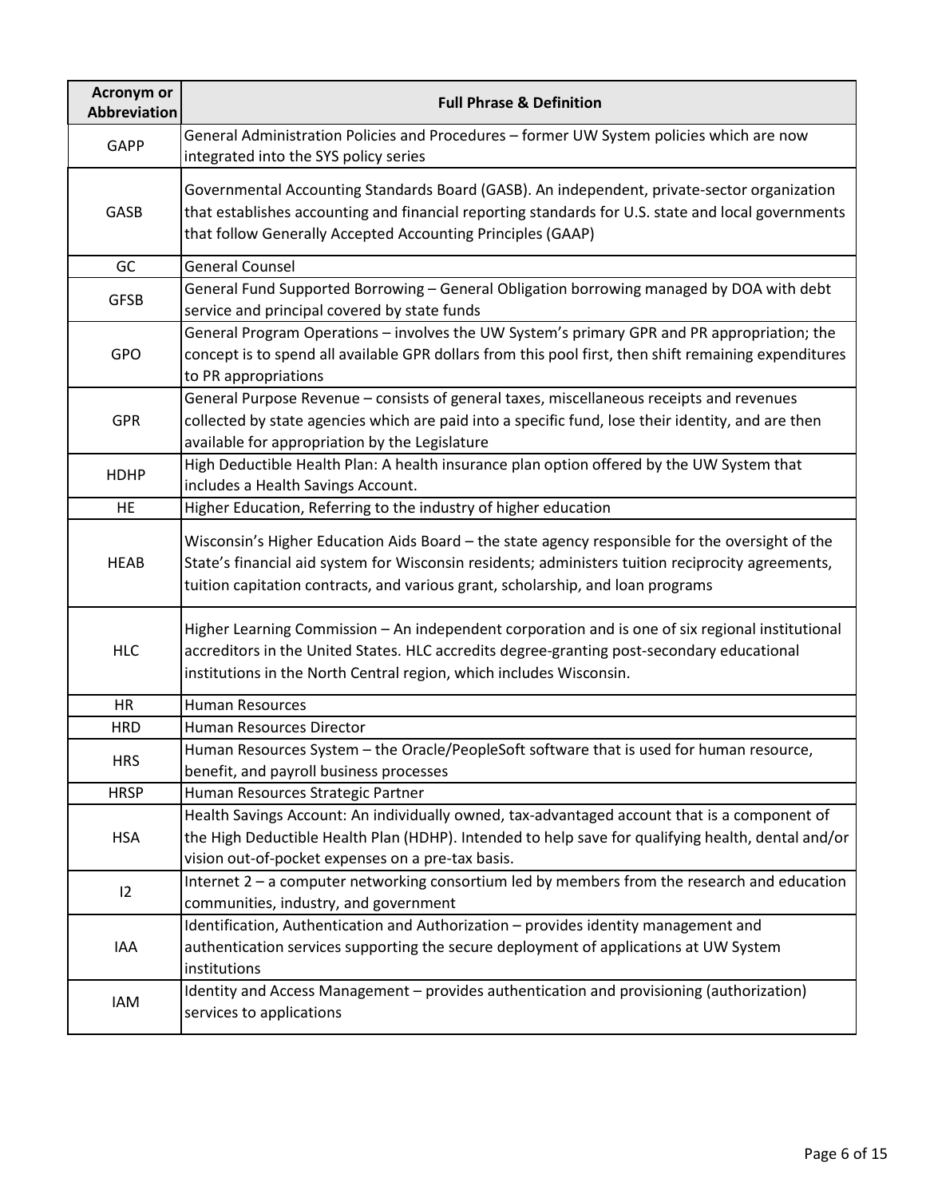| Acronym or Abbreviation | Full Phrase & Definition |
|---|---|
| GAPP | General Administration Policies and Procedures – former UW System policies which are now integrated into the SYS policy series |
| GASB | Governmental Accounting Standards Board (GASB). An independent, private-sector organization that establishes accounting and financial reporting standards for U.S. state and local governments that follow Generally Accepted Accounting Principles (GAAP) |
| GC | General Counsel |
| GFSB | General Fund Supported Borrowing – General Obligation borrowing managed by DOA with debt service and principal covered by state funds |
| GPO | General Program Operations – involves the UW System's primary GPR and PR appropriation; the concept is to spend all available GPR dollars from this pool first, then shift remaining expenditures to PR appropriations |
| GPR | General Purpose Revenue – consists of general taxes, miscellaneous receipts and revenues collected by state agencies which are paid into a specific fund, lose their identity, and are then available for appropriation by the Legislature |
| HDHP | High Deductible Health Plan: A health insurance plan option offered by the UW System that includes a Health Savings Account. |
| HE | Higher Education, Referring to the industry of higher education |
| HEAB | Wisconsin's Higher Education Aids Board – the state agency responsible for the oversight of the State's financial aid system for Wisconsin residents; administers tuition reciprocity agreements, tuition capitation contracts, and various grant, scholarship, and loan programs |
| HLC | Higher Learning Commission – An independent corporation and is one of six regional institutional accreditors in the United States. HLC accredits degree-granting post-secondary educational institutions in the North Central region, which includes Wisconsin. |
| HR | Human Resources |
| HRD | Human Resources Director |
| HRS | Human Resources System – the Oracle/PeopleSoft software that is used for human resource, benefit, and payroll business processes |
| HRSP | Human Resources Strategic Partner |
| HSA | Health Savings Account: An individually owned, tax-advantaged account that is a component of the High Deductible Health Plan (HDHP). Intended to help save for qualifying health, dental and/or vision out-of-pocket expenses on a pre-tax basis. |
| I2 | Internet 2 – a computer networking consortium led by members from the research and education communities, industry, and government |
| IAA | Identification, Authentication and Authorization – provides identity management and authentication services supporting the secure deployment of applications at UW System institutions |
| IAM | Identity and Access Management – provides authentication and provisioning (authorization) services to applications |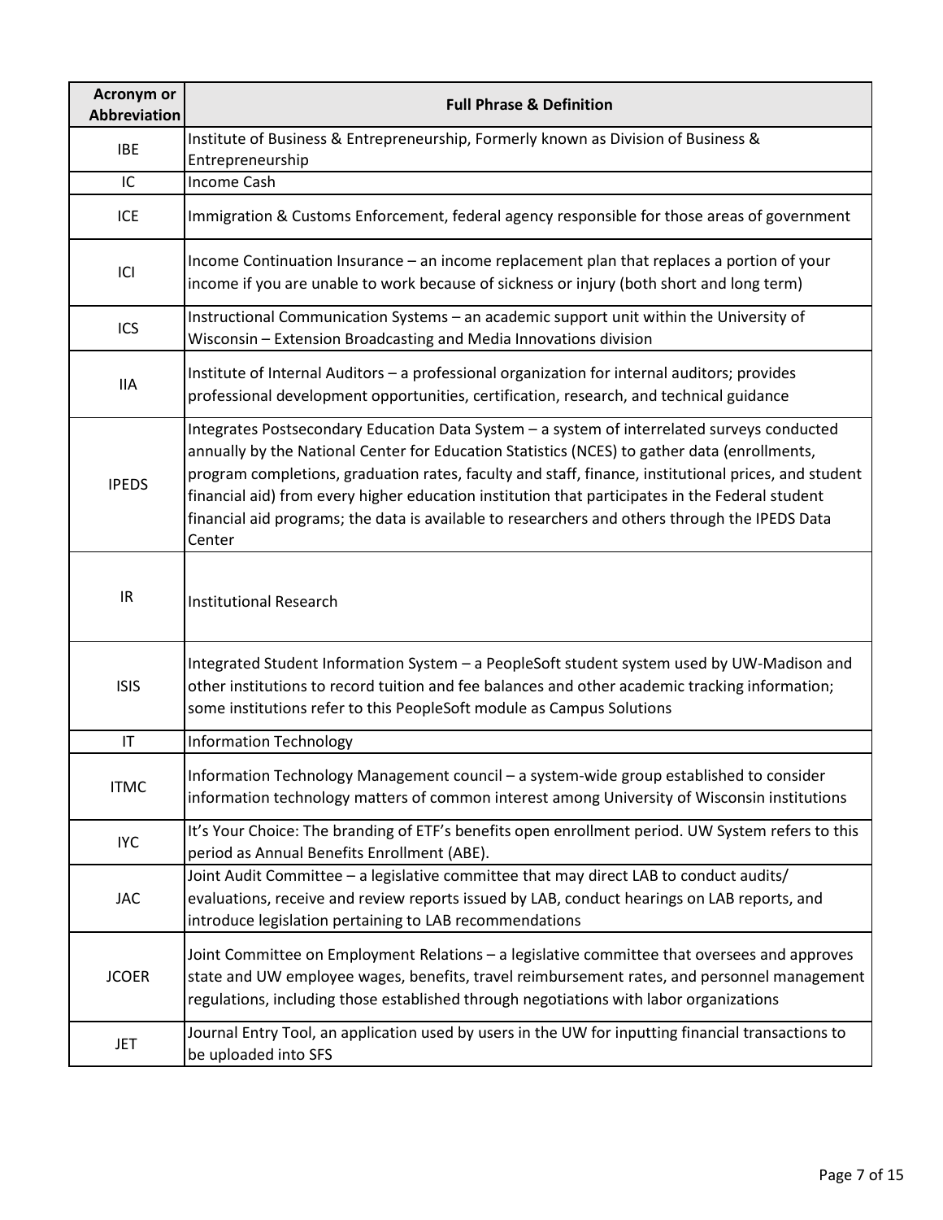| Acronym or Abbreviation | Full Phrase & Definition |
|---|---|
| IBE | Institute of Business & Entrepreneurship, Formerly known as Division of Business & Entrepreneurship |
| IC | Income Cash |
| ICE | Immigration & Customs Enforcement, federal agency responsible for those areas of government |
| ICI | Income Continuation Insurance – an income replacement plan that replaces a portion of your income if you are unable to work because of sickness or injury (both short and long term) |
| ICS | Instructional Communication Systems – an academic support unit within the University of Wisconsin – Extension Broadcasting and Media Innovations division |
| IIA | Institute of Internal Auditors – a professional organization for internal auditors; provides professional development opportunities, certification, research, and technical guidance |
| IPEDS | Integrates Postsecondary Education Data System – a system of interrelated surveys conducted annually by the National Center for Education Statistics (NCES) to gather data (enrollments, program completions, graduation rates, faculty and staff, finance, institutional prices, and student financial aid) from every higher education institution that participates in the Federal student financial aid programs; the data is available to researchers and others through the IPEDS Data Center |
| IR | Institutional Research |
| ISIS | Integrated Student Information System – a PeopleSoft student system used by UW-Madison and other institutions to record tuition and fee balances and other academic tracking information; some institutions refer to this PeopleSoft module as Campus Solutions |
| IT | Information Technology |
| ITMC | Information Technology Management council – a system-wide group established to consider information technology matters of common interest among University of Wisconsin institutions |
| IYC | It's Your Choice: The branding of ETF's benefits open enrollment period. UW System refers to this period as Annual Benefits Enrollment (ABE). |
| JAC | Joint Audit Committee – a legislative committee that may direct LAB to conduct audits/ evaluations, receive and review reports issued by LAB, conduct hearings on LAB reports, and introduce legislation pertaining to LAB recommendations |
| JCOER | Joint Committee on Employment Relations – a legislative committee that oversees and approves state and UW employee wages, benefits, travel reimbursement rates, and personnel management regulations, including those established through negotiations with labor organizations |
| JET | Journal Entry Tool, an application used by users in the UW for inputting financial transactions to be uploaded into SFS |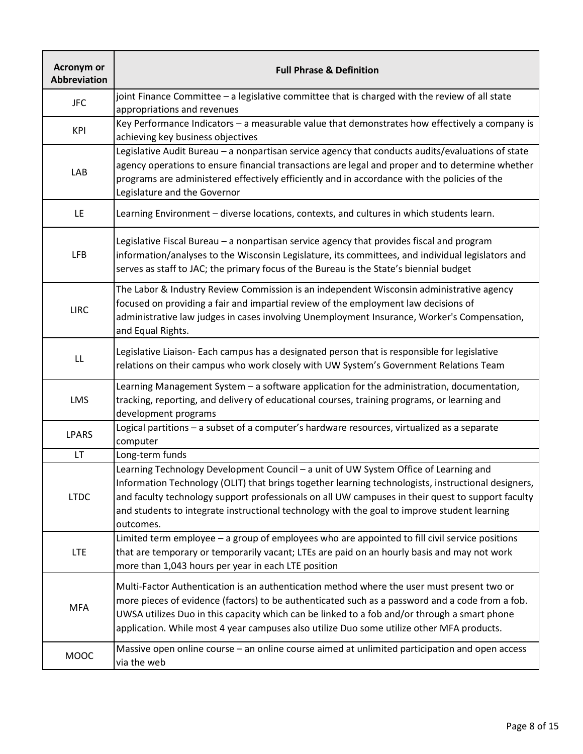| Acronym or Abbreviation | Full Phrase & Definition |
|---|---|
| JFC | joint Finance Committee – a legislative committee that is charged with the review of all state appropriations and revenues |
| KPI | Key Performance Indicators – a measurable value that demonstrates how effectively a company is achieving key business objectives |
| LAB | Legislative Audit Bureau – a nonpartisan service agency that conducts audits/evaluations of state agency operations to ensure financial transactions are legal and proper and to determine whether programs are administered effectively efficiently and in accordance with the policies of the Legislature and the Governor |
| LE | Learning Environment – diverse locations, contexts, and cultures in which students learn. |
| LFB | Legislative Fiscal Bureau – a nonpartisan service agency that provides fiscal and program information/analyses to the Wisconsin Legislature, its committees, and individual legislators and serves as staff to JAC; the primary focus of the Bureau is the State's biennial budget |
| LIRC | The Labor & Industry Review Commission is an independent Wisconsin administrative agency focused on providing a fair and impartial review of the employment law decisions of administrative law judges in cases involving Unemployment Insurance, Worker's Compensation, and Equal Rights. |
| LL | Legislative Liaison- Each campus has a designated person that is responsible for legislative relations on their campus who work closely with UW System's Government Relations Team |
| LMS | Learning Management System – a software application for the administration, documentation, tracking, reporting, and delivery of educational courses, training programs, or learning and development programs |
| LPARS | Logical partitions – a subset of a computer's hardware resources, virtualized as a separate computer |
| LT | Long-term funds |
| LTDC | Learning Technology Development Council – a unit of UW System Office of Learning and Information Technology (OLIT) that brings together learning technologists, instructional designers, and faculty technology support professionals on all UW campuses in their quest to support faculty and students to integrate instructional technology with the goal to improve student learning outcomes. |
| LTE | Limited term employee – a group of employees who are appointed to fill civil service positions that are temporary or temporarily vacant; LTEs are paid on an hourly basis and may not work more than 1,043 hours per year in each LTE position |
| MFA | Multi-Factor Authentication is an authentication method where the user must present two or more pieces of evidence (factors) to be authenticated such as a password and a code from a fob. UWSA utilizes Duo in this capacity which can be linked to a fob and/or through a smart phone application. While most 4 year campuses also utilize Duo some utilize other MFA products. |
| MOOC | Massive open online course – an online course aimed at unlimited participation and open access via the web |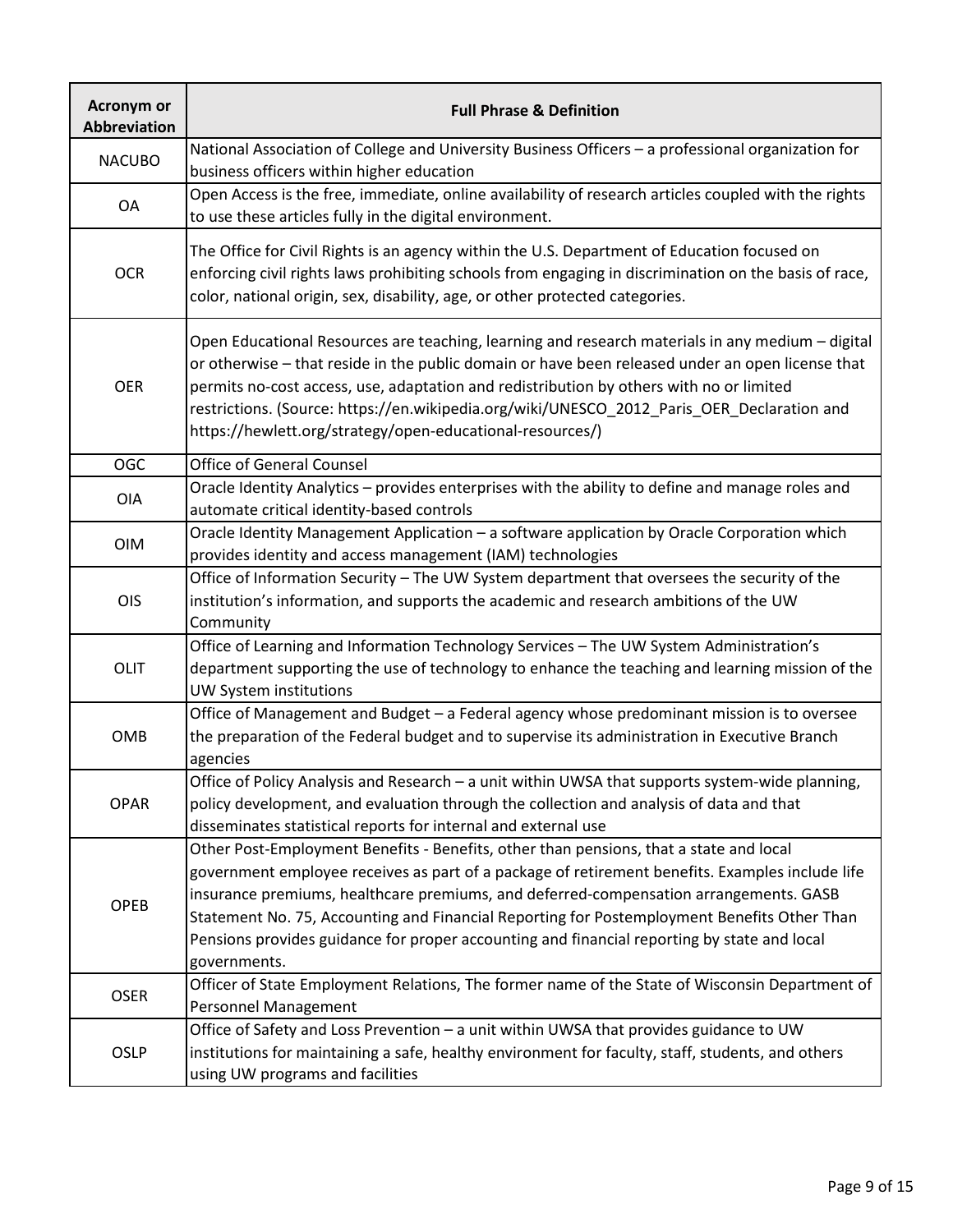| Acronym or Abbreviation | Full Phrase & Definition |
|---|---|
| NACUBO | National Association of College and University Business Officers – a professional organization for business officers within higher education |
| OA | Open Access is the free, immediate, online availability of research articles coupled with the rights to use these articles fully in the digital environment. |
| OCR | The Office for Civil Rights is an agency within the U.S. Department of Education focused on enforcing civil rights laws prohibiting schools from engaging in discrimination on the basis of race, color, national origin, sex, disability, age, or other protected categories. |
| OER | Open Educational Resources are teaching, learning and research materials in any medium – digital or otherwise – that reside in the public domain or have been released under an open license that permits no-cost access, use, adaptation and redistribution by others with no or limited restrictions. (Source: https://en.wikipedia.org/wiki/UNESCO_2012_Paris_OER_Declaration and https://hewlett.org/strategy/open-educational-resources/) |
| OGC | Office of General Counsel |
| OIA | Oracle Identity Analytics – provides enterprises with the ability to define and manage roles and automate critical identity-based controls |
| OIM | Oracle Identity Management Application – a software application by Oracle Corporation which provides identity and access management (IAM) technologies |
| OIS | Office of Information Security – The UW System department that oversees the security of the institution's information, and supports the academic and research ambitions of the UW Community |
| OLIT | Office of Learning and Information Technology Services – The UW System Administration's department supporting the use of technology to enhance the teaching and learning mission of the UW System institutions |
| OMB | Office of Management and Budget – a Federal agency whose predominant mission is to oversee the preparation of the Federal budget and to supervise its administration in Executive Branch agencies |
| OPAR | Office of Policy Analysis and Research – a unit within UWSA that supports system-wide planning, policy development, and evaluation through the collection and analysis of data and that disseminates statistical reports for internal and external use |
| OPEB | Other Post-Employment Benefits - Benefits, other than pensions, that a state and local government employee receives as part of a package of retirement benefits. Examples include life insurance premiums, healthcare premiums, and deferred-compensation arrangements. GASB Statement No. 75, Accounting and Financial Reporting for Postemployment Benefits Other Than Pensions provides guidance for proper accounting and financial reporting by state and local governments. |
| OSER | Officer of State Employment Relations, The former name of the State of Wisconsin Department of Personnel Management |
| OSLP | Office of Safety and Loss Prevention – a unit within UWSA that provides guidance to UW institutions for maintaining a safe, healthy environment for faculty, staff, students, and others using UW programs and facilities |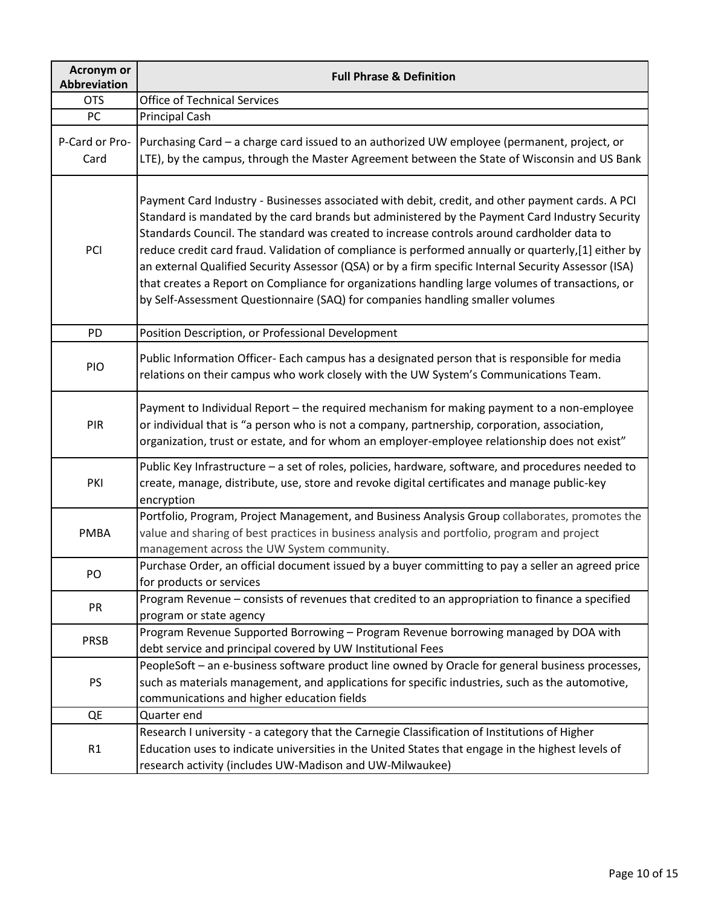| Acronym or Abbreviation | Full Phrase & Definition |
| --- | --- |
| OTS | Office of Technical Services |
| PC | Principal Cash |
| P-Card or Pro-Card | Purchasing Card – a charge card issued to an authorized UW employee (permanent, project, or LTE), by the campus, through the Master Agreement between the State of Wisconsin and US Bank |
| PCI | Payment Card Industry - Businesses associated with debit, credit, and other payment cards. A PCI Standard is mandated by the card brands but administered by the Payment Card Industry Security Standards Council. The standard was created to increase controls around cardholder data to reduce credit card fraud. Validation of compliance is performed annually or quarterly,[1] either by an external Qualified Security Assessor (QSA) or by a firm specific Internal Security Assessor (ISA) that creates a Report on Compliance for organizations handling large volumes of transactions, or by Self-Assessment Questionnaire (SAQ) for companies handling smaller volumes |
| PD | Position Description, or Professional Development |
| PIO | Public Information Officer- Each campus has a designated person that is responsible for media relations on their campus who work closely with the UW System's Communications Team. |
| PIR | Payment to Individual Report – the required mechanism for making payment to a non-employee or individual that is "a person who is not a company, partnership, corporation, association, organization, trust or estate, and for whom an employer-employee relationship does not exist" |
| PKI | Public Key Infrastructure – a set of roles, policies, hardware, software, and procedures needed to create, manage, distribute, use, store and revoke digital certificates and manage public-key encryption |
| PMBA | Portfolio, Program, Project Management, and Business Analysis Group collaborates, promotes the value and sharing of best practices in business analysis and portfolio, program and project management across the UW System community. |
| PO | Purchase Order, an official document issued by a buyer committing to pay a seller an agreed price for products or services |
| PR | Program Revenue – consists of revenues that credited to an appropriation to finance a specified program or state agency |
| PRSB | Program Revenue Supported Borrowing – Program Revenue borrowing managed by DOA with debt service and principal covered by UW Institutional Fees |
| PS | PeopleSoft – an e-business software product line owned by Oracle for general business processes, such as materials management, and applications for specific industries, such as the automotive, communications and higher education fields |
| QE | Quarter end |
| R1 | Research I university - a category that the Carnegie Classification of Institutions of Higher Education uses to indicate universities in the United States that engage in the highest levels of research activity (includes UW-Madison and UW-Milwaukee) |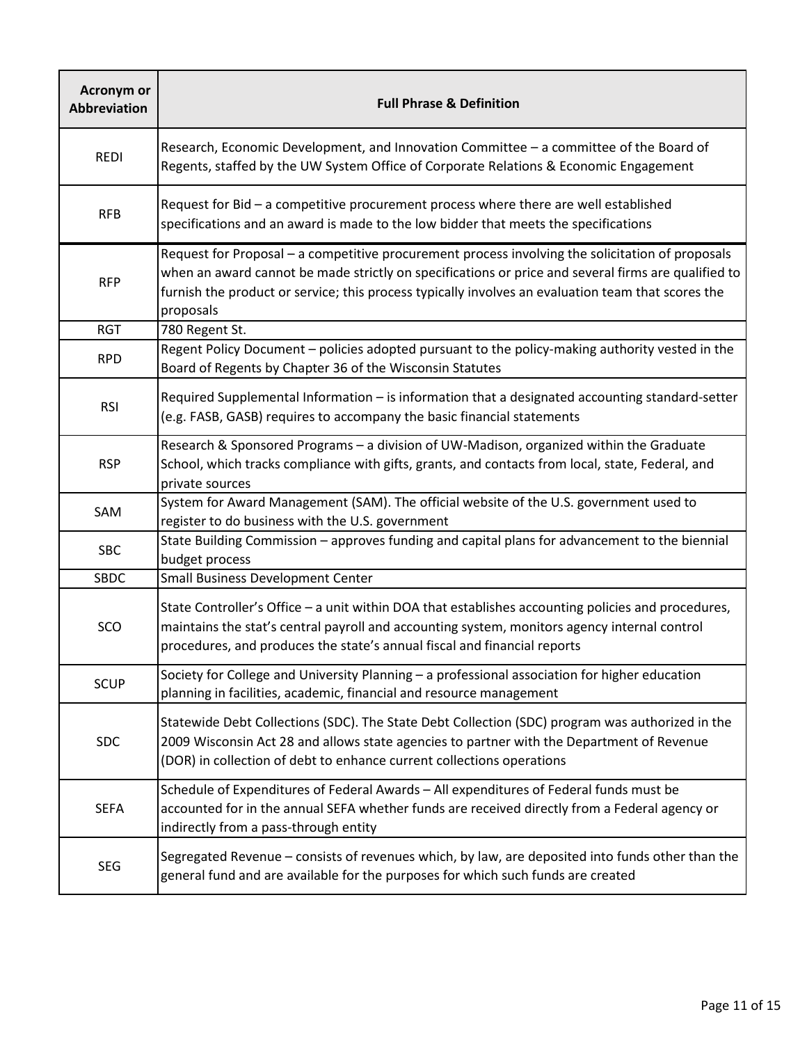| Acronym or Abbreviation | Full Phrase & Definition |
|---|---|
| REDI | Research, Economic Development, and Innovation Committee – a committee of the Board of Regents, staffed by the UW System Office of Corporate Relations & Economic Engagement |
| RFB | Request for Bid – a competitive procurement process where there are well established specifications and an award is made to the low bidder that meets the specifications |
| RFP | Request for Proposal – a competitive procurement process involving the solicitation of proposals when an award cannot be made strictly on specifications or price and several firms are qualified to furnish the product or service; this process typically involves an evaluation team that scores the proposals |
| RGT | 780 Regent St. |
| RPD | Regent Policy Document – policies adopted pursuant to the policy-making authority vested in the Board of Regents by Chapter 36 of the Wisconsin Statutes |
| RSI | Required Supplemental Information – is information that a designated accounting standard-setter (e.g. FASB, GASB) requires to accompany the basic financial statements |
| RSP | Research & Sponsored Programs – a division of UW-Madison, organized within the Graduate School, which tracks compliance with gifts, grants, and contacts from local, state, Federal, and private sources |
| SAM | System for Award Management (SAM). The official website of the U.S. government used to register to do business with the U.S. government |
| SBC | State Building Commission – approves funding and capital plans for advancement to the biennial budget process |
| SBDC | Small Business Development Center |
| SCO | State Controller's Office – a unit within DOA that establishes accounting policies and procedures, maintains the stat's central payroll and accounting system, monitors agency internal control procedures, and produces the state's annual fiscal and financial reports |
| SCUP | Society for College and University Planning – a professional association for higher education planning in facilities, academic, financial and resource management |
| SDC | Statewide Debt Collections (SDC). The State Debt Collection (SDC) program was authorized in the 2009 Wisconsin Act 28 and allows state agencies to partner with the Department of Revenue (DOR) in collection of debt to enhance current collections operations |
| SEFA | Schedule of Expenditures of Federal Awards – All expenditures of Federal funds must be accounted for in the annual SEFA whether funds are received directly from a Federal agency or indirectly from a pass-through entity |
| SEG | Segregated Revenue – consists of revenues which, by law, are deposited into funds other than the general fund and are available for the purposes for which such funds are created |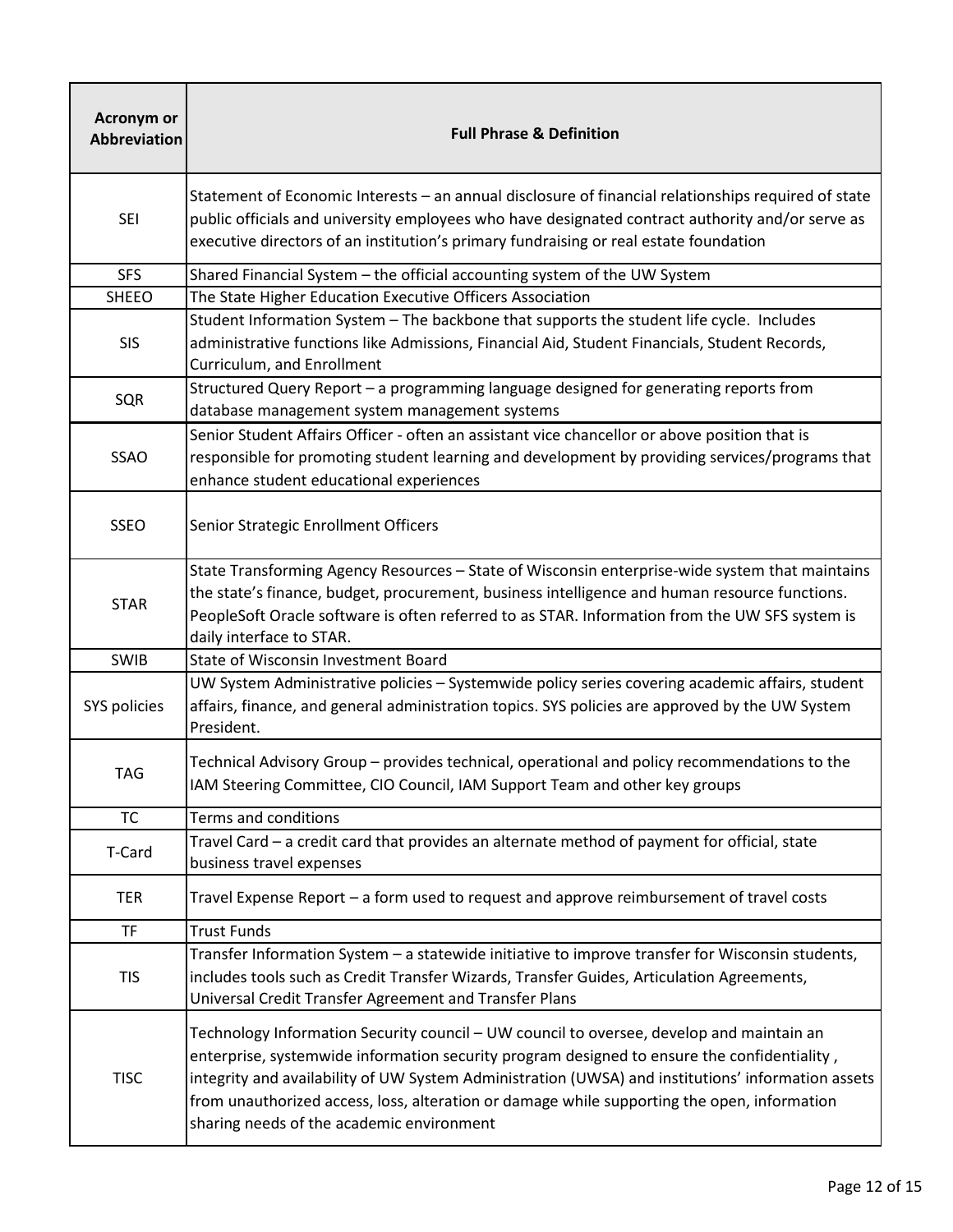| Acronym or Abbreviation | Full Phrase & Definition |
| --- | --- |
| SEI | Statement of Economic Interests – an annual disclosure of financial relationships required of state public officials and university employees who have designated contract authority and/or serve as executive directors of an institution's primary fundraising or real estate foundation |
| SFS | Shared Financial System – the official accounting system of the UW System |
| SHEEO | The State Higher Education Executive Officers Association |
| SIS | Student Information System – The backbone that supports the student life cycle. Includes administrative functions like Admissions, Financial Aid, Student Financials, Student Records, Curriculum, and Enrollment |
| SQR | Structured Query Report – a programming language designed for generating reports from database management system management systems |
| SSAO | Senior Student Affairs Officer - often an assistant vice chancellor or above position that is responsible for promoting student learning and development by providing services/programs that enhance student educational experiences |
| SSEO | Senior Strategic Enrollment Officers |
| STAR | State Transforming Agency Resources – State of Wisconsin enterprise-wide system that maintains the state's finance, budget, procurement, business intelligence and human resource functions. PeopleSoft Oracle software is often referred to as STAR. Information from the UW SFS system is daily interface to STAR. |
| SWIB | State of Wisconsin Investment Board |
| SYS policies | UW System Administrative policies – Systemwide policy series covering academic affairs, student affairs, finance, and general administration topics. SYS policies are approved by the UW System President. |
| TAG | Technical Advisory Group – provides technical, operational and policy recommendations to the IAM Steering Committee, CIO Council, IAM Support Team and other key groups |
| TC | Terms and conditions |
| T-Card | Travel Card – a credit card that provides an alternate method of payment for official, state business travel expenses |
| TER | Travel Expense Report – a form used to request and approve reimbursement of travel costs |
| TF | Trust Funds |
| TIS | Transfer Information System – a statewide initiative to improve transfer for Wisconsin students, includes tools such as Credit Transfer Wizards, Transfer Guides, Articulation Agreements, Universal Credit Transfer Agreement and Transfer Plans |
| TISC | Technology Information Security council – UW council to oversee, develop and maintain an enterprise, systemwide information security program designed to ensure the confidentiality , integrity and availability of UW System Administration (UWSA) and institutions' information assets from unauthorized access, loss, alteration or damage while supporting the open, information sharing needs of the academic environment |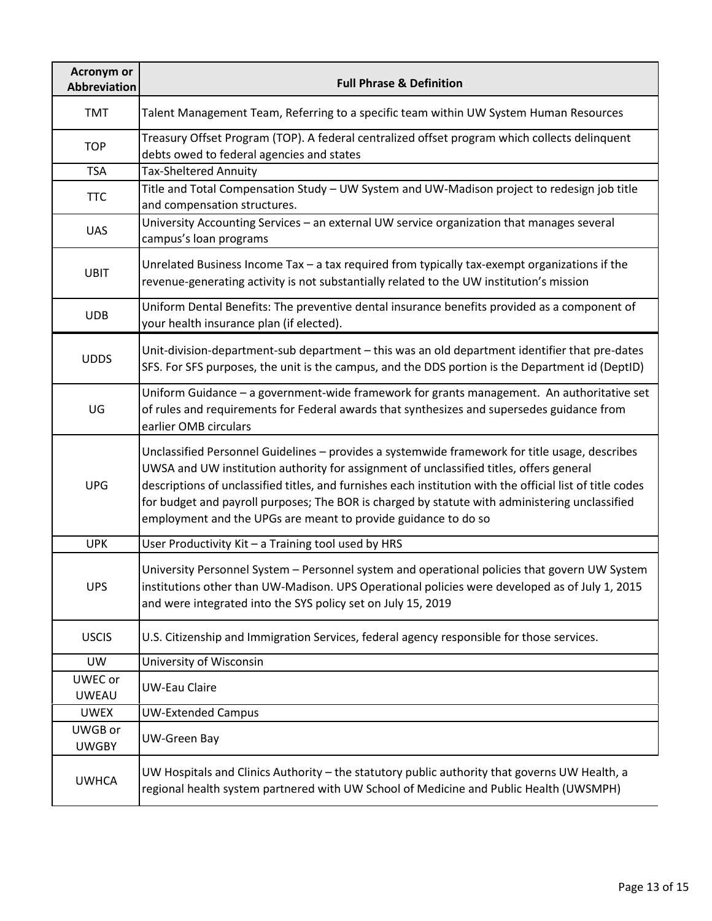| Acronym or Abbreviation | Full Phrase & Definition |
| --- | --- |
| TMT | Talent Management Team, Referring to a specific team within UW System Human Resources |
| TOP | Treasury Offset Program (TOP). A federal centralized offset program which collects delinquent debts owed to federal agencies and states |
| TSA | Tax-Sheltered Annuity |
| TTC | Title and Total Compensation Study – UW System and UW-Madison project to redesign job title and compensation structures. |
| UAS | University Accounting Services – an external UW service organization that manages several campus's loan programs |
| UBIT | Unrelated Business Income Tax – a tax required from typically tax-exempt organizations if the revenue-generating activity is not substantially related to the UW institution's mission |
| UDB | Uniform Dental Benefits: The preventive dental insurance benefits provided as a component of your health insurance plan (if elected). |
| UDDS | Unit-division-department-sub department – this was an old department identifier that pre-dates SFS. For SFS purposes, the unit is the campus, and the DDS portion is the Department id (DeptID) |
| UG | Uniform Guidance – a government-wide framework for grants management. An authoritative set of rules and requirements for Federal awards that synthesizes and supersedes guidance from earlier OMB circulars |
| UPG | Unclassified Personnel Guidelines – provides a systemwide framework for title usage, describes UWSA and UW institution authority for assignment of unclassified titles, offers general descriptions of unclassified titles, and furnishes each institution with the official list of title codes for budget and payroll purposes; The BOR is charged by statute with administering unclassified employment and the UPGs are meant to provide guidance to do so |
| UPK | User Productivity Kit – a Training tool used by HRS |
| UPS | University Personnel System – Personnel system and operational policies that govern UW System institutions other than UW-Madison. UPS Operational policies were developed as of July 1, 2015 and were integrated into the SYS policy set on July 15, 2019 |
| USCIS | U.S. Citizenship and Immigration Services, federal agency responsible for those services. |
| UW | University of Wisconsin |
| UWEC or UWEAU | UW-Eau Claire |
| UWEX | UW-Extended Campus |
| UWGB or UWGBY | UW-Green Bay |
| UWHCA | UW Hospitals and Clinics Authority – the statutory public authority that governs UW Health, a regional health system partnered with UW School of Medicine and Public Health (UWSMPH) |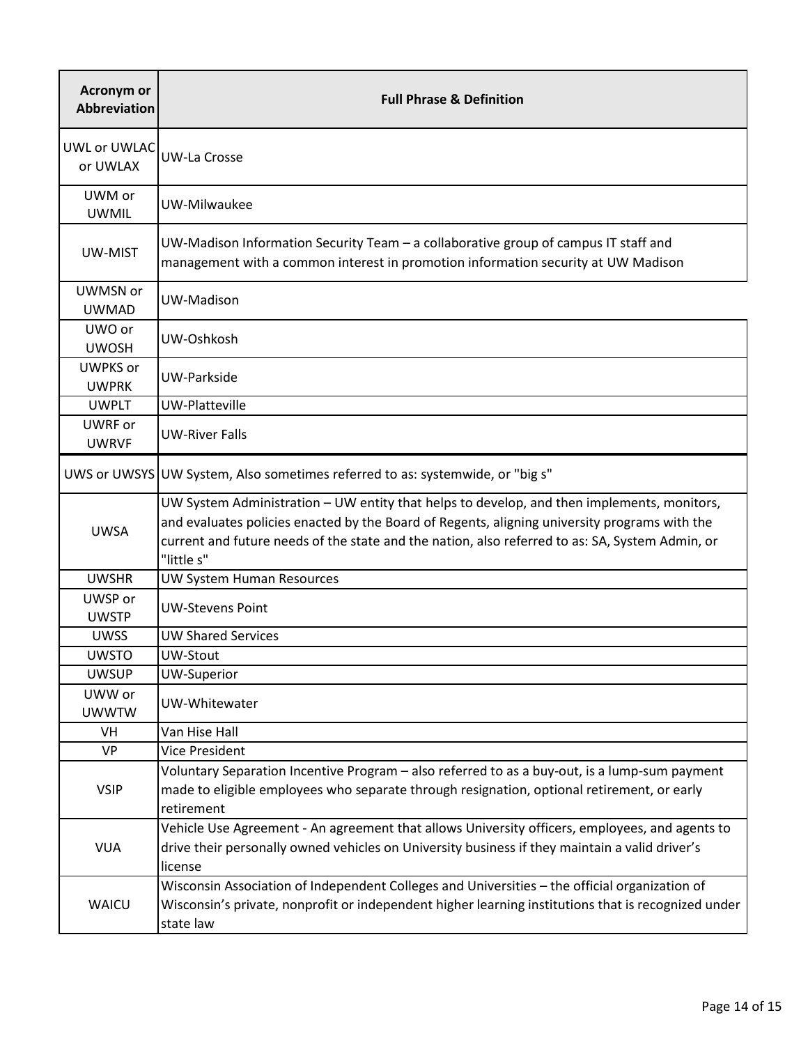| Acronym or Abbreviation | Full Phrase & Definition |
|---|---|
| UWL or UWLAC or UWLAX | UW-La Crosse |
| UWM or UWMIL | UW-Milwaukee |
| UW-MIST | UW-Madison Information Security Team – a collaborative group of campus IT staff and management with a common interest in promotion information security at UW Madison |
| UWMSN or UWMAD | UW-Madison |
| UWO or UWOSH | UW-Oshkosh |
| UWPKS or UWPRK | UW-Parkside |
| UWPLT | UW-Platteville |
| UWRF or UWRVF | UW-River Falls |
| UWS or UWSYS | UW System, Also sometimes referred to as: systemwide, or "big s" |
| UWSA | UW System Administration – UW entity that helps to develop, and then implements, monitors, and evaluates policies enacted by the Board of Regents, aligning university programs with the current and future needs of the state and the nation, also referred to as: SA, System Admin, or "little s" |
| UWSHR | UW System Human Resources |
| UWSP or UWSTP | UW-Stevens Point |
| UWSS | UW Shared Services |
| UWSTO | UW-Stout |
| UWSUP | UW-Superior |
| UWW or UWWTW | UW-Whitewater |
| VH | Van Hise Hall |
| VP | Vice President |
| VSIP | Voluntary Separation Incentive Program – also referred to as a buy-out, is a lump-sum payment made to eligible employees who separate through resignation, optional retirement, or early retirement |
| VUA | Vehicle Use Agreement - An agreement that allows University officers, employees, and agents to drive their personally owned vehicles on University business if they maintain a valid driver's license |
| WAICU | Wisconsin Association of Independent Colleges and Universities – the official organization of Wisconsin's private, nonprofit or independent higher learning institutions that is recognized under state law |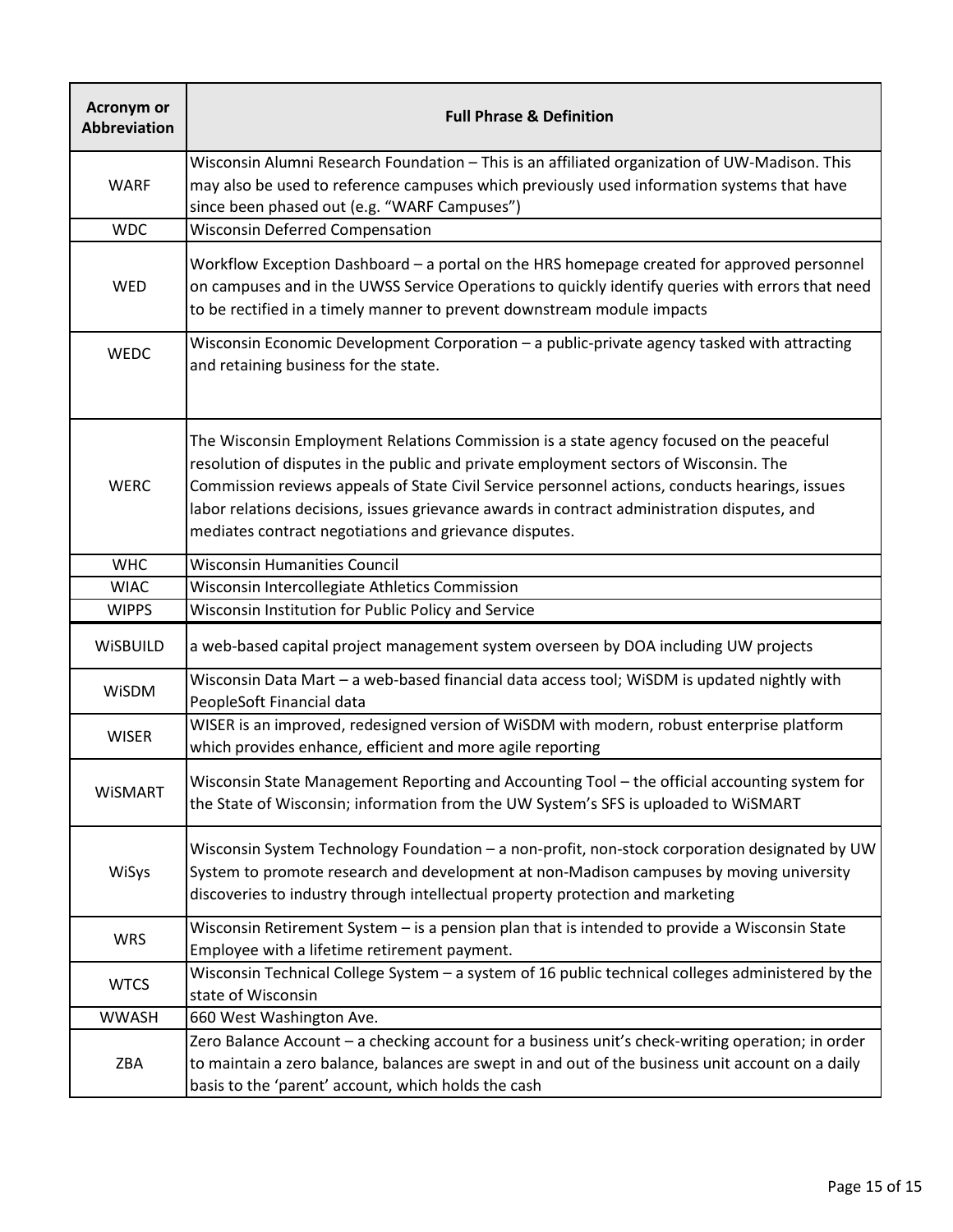| Acronym or Abbreviation | Full Phrase & Definition |
|---|---|
| WARF | Wisconsin Alumni Research Foundation – This is an affiliated organization of UW-Madison. This may also be used to reference campuses which previously used information systems that have since been phased out (e.g. "WARF Campuses") |
| WDC | Wisconsin Deferred Compensation |
| WED | Workflow Exception Dashboard – a portal on the HRS homepage created for approved personnel on campuses and in the UWSS Service Operations to quickly identify queries with errors that need to be rectified in a timely manner to prevent downstream module impacts |
| WEDC | Wisconsin Economic Development Corporation – a public-private agency tasked with attracting and retaining business for the state. |
| WERC | The Wisconsin Employment Relations Commission is a state agency focused on the peaceful resolution of disputes in the public and private employment sectors of Wisconsin. The Commission reviews appeals of State Civil Service personnel actions, conducts hearings, issues labor relations decisions, issues grievance awards in contract administration disputes, and mediates contract negotiations and grievance disputes. |
| WHC | Wisconsin Humanities Council |
| WIAC | Wisconsin Intercollegiate Athletics Commission |
| WIPPS | Wisconsin Institution for Public Policy and Service |
| WiSBUILD | a web-based capital project management system overseen by DOA including UW projects |
| WiSDM | Wisconsin Data Mart – a web-based financial data access tool; WiSDM is updated nightly with PeopleSoft Financial data |
| WISER | WISER is an improved, redesigned version of WiSDM with modern, robust enterprise platform which provides enhance, efficient and more agile reporting |
| WiSMART | Wisconsin State Management Reporting and Accounting Tool – the official accounting system for the State of Wisconsin; information from the UW System's SFS is uploaded to WiSMART |
| WiSys | Wisconsin System Technology Foundation – a non-profit, non-stock corporation designated by UW System to promote research and development at non-Madison campuses by moving university discoveries to industry through intellectual property protection and marketing |
| WRS | Wisconsin Retirement System – is a pension plan that is intended to provide a Wisconsin State Employee with a lifetime retirement payment. |
| WTCS | Wisconsin Technical College System – a system of 16 public technical colleges administered by the state of Wisconsin |
| WWASH | 660 West Washington Ave. |
| ZBA | Zero Balance Account – a checking account for a business unit's check-writing operation; in order to maintain a zero balance, balances are swept in and out of the business unit account on a daily basis to the 'parent' account, which holds the cash |